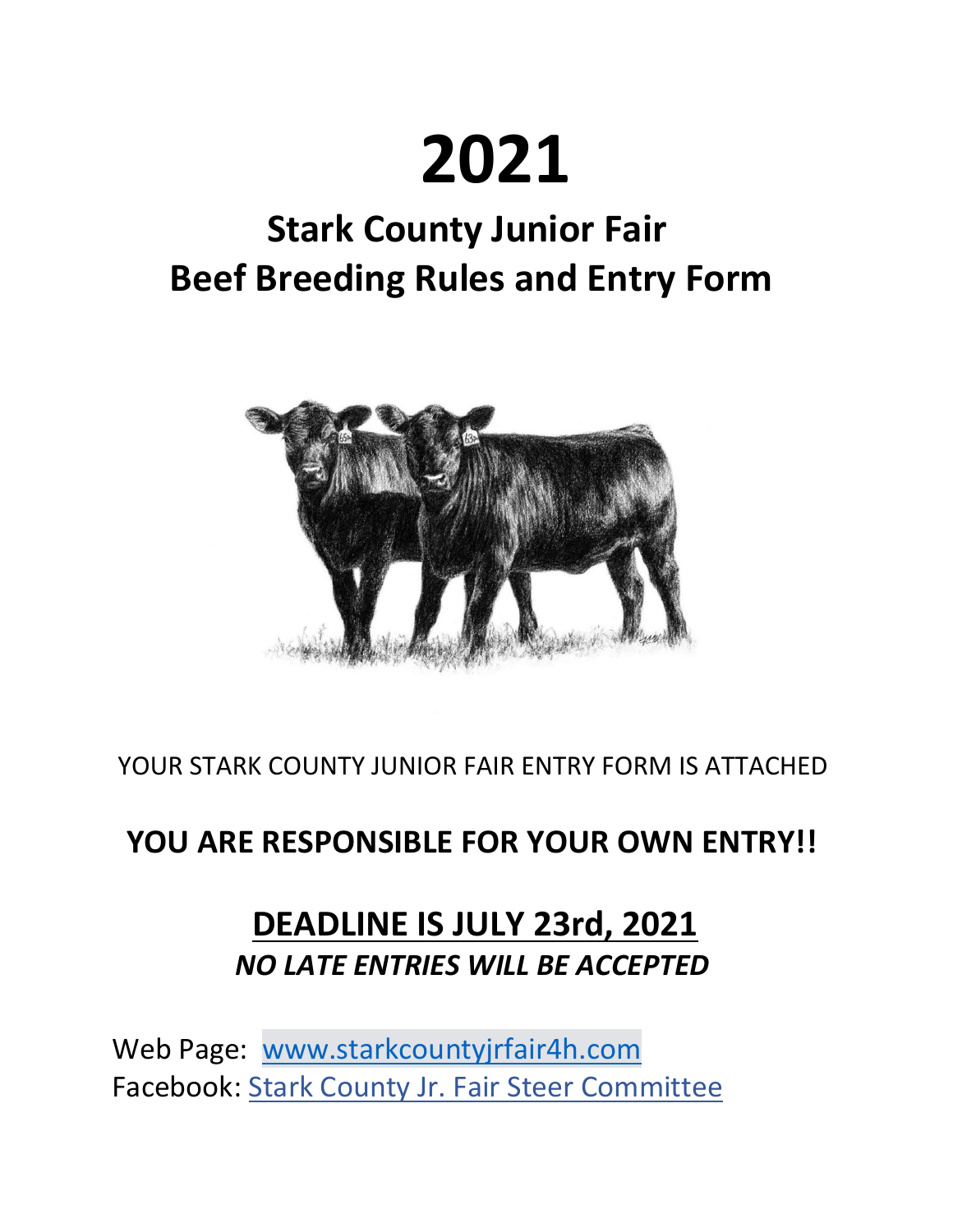# 2021

## Stark County Junior Fair
## Beef Breeding Rules and Entry Form

YOUR STARK COUNTY JUNIOR FAIR ENTRY FORM IS ATTACHED

**YOU ARE RESPONSIBLE FOR YOUR OWN ENTRY!!**

## DEADLINE IS JULY 23rd, 2021

***NO LATE ENTRIES WILL BE ACCEPTED***

Web Page: www.starkcountyjrfair4h.com
Facebook: Stark County Jr. Fair Steer Committee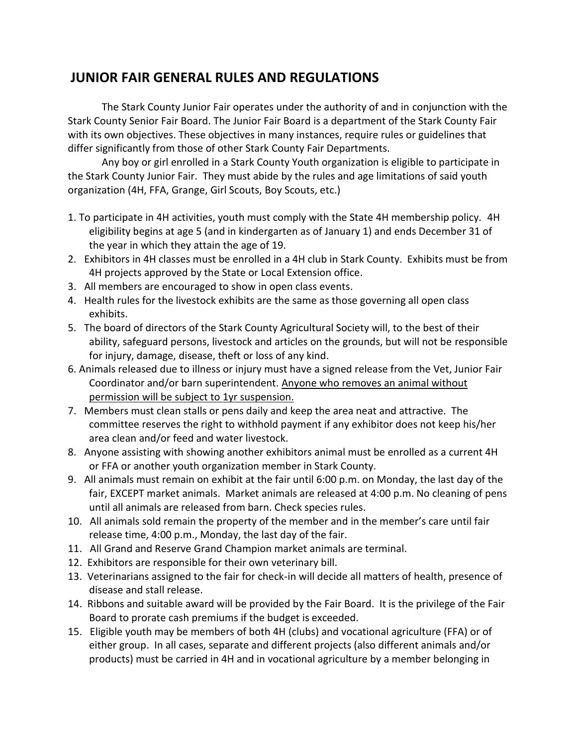# JUNIOR FAIR GENERAL RULES AND REGULATIONS

The Stark County Junior Fair operates under the authority of and in conjunction with the Stark County Senior Fair Board. The Junior Fair Board is a department of the Stark County Fair with its own objectives. These objectives in many instances, require rules or guidelines that differ significantly from those of other Stark County Fair Departments.

Any boy or girl enrolled in a Stark County Youth organization is eligible to participate in the Stark County Junior Fair. They must abide by the rules and age limitations of said youth organization (4H, FFA, Grange, Girl Scouts, Boy Scouts, etc.)

1. To participate in 4H activities, youth must comply with the State 4H membership policy. 4H eligibility begins at age 5 (and in kindergarten as of January 1) and ends December 31 of the year in which they attain the age of 19.
2. Exhibitors in 4H classes must be enrolled in a 4H club in Stark County. Exhibits must be from 4H projects approved by the State or Local Extension office.
3. All members are encouraged to show in open class events.
4. Health rules for the livestock exhibits are the same as those governing all open class exhibits.
5. The board of directors of the Stark County Agricultural Society will, to the best of their ability, safeguard persons, livestock and articles on the grounds, but will not be responsible for injury, damage, disease, theft or loss of any kind.
6. Animals released due to illness or injury must have a signed release from the Vet, Junior Fair Coordinator and/or barn superintendent. <u>Anyone who removes an animal without permission will be subject to 1yr suspension.</u>
7. Members must clean stalls or pens daily and keep the area neat and attractive. The committee reserves the right to withhold payment if any exhibitor does not keep his/her area clean and/or feed and water livestock.
8. Anyone assisting with showing another exhibitors animal must be enrolled as a current 4H or FFA or another youth organization member in Stark County.
9. All animals must remain on exhibit at the fair until 6:00 p.m. on Monday, the last day of the fair, EXCEPT market animals. Market animals are released at 4:00 p.m. No cleaning of pens until all animals are released from barn. Check species rules.
10. All animals sold remain the property of the member and in the member's care until fair release time, 4:00 p.m., Monday, the last day of the fair.
11. All Grand and Reserve Grand Champion market animals are terminal.
12. Exhibitors are responsible for their own veterinary bill.
13. Veterinarians assigned to the fair for check-in will decide all matters of health, presence of disease and stall release.
14. Ribbons and suitable award will be provided by the Fair Board. It is the privilege of the Fair Board to prorate cash premiums if the budget is exceeded.
15. Eligible youth may be members of both 4H (clubs) and vocational agriculture (FFA) or of either group. In all cases, separate and different projects (also different animals and/or products) must be carried in 4H and in vocational agriculture by a member belonging in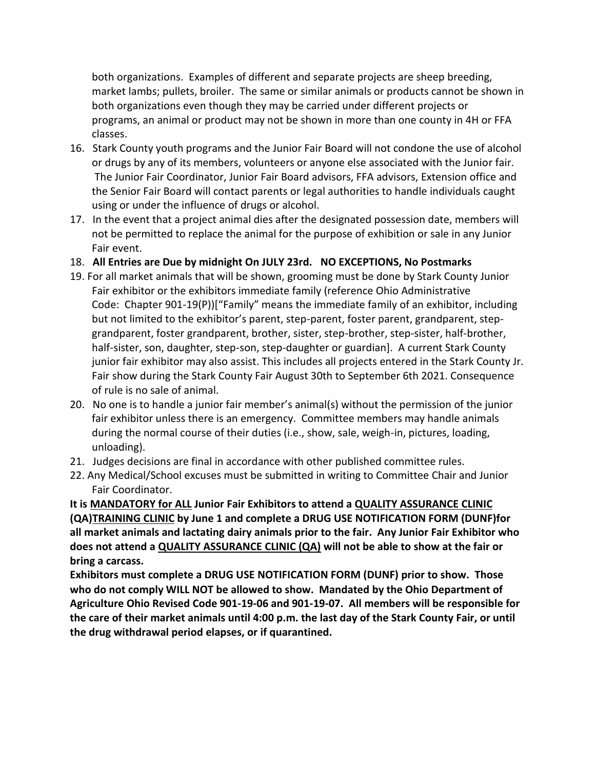both organizations. Examples of different and separate projects are sheep breeding, market lambs; pullets, broiler. The same or similar animals or products cannot be shown in both organizations even though they may be carried under different projects or programs, an animal or product may not be shown in more than one county in 4H or FFA classes.

16. Stark County youth programs and the Junior Fair Board will not condone the use of alcohol or drugs by any of its members, volunteers or anyone else associated with the Junior fair. The Junior Fair Coordinator, Junior Fair Board advisors, FFA advisors, Extension office and the Senior Fair Board will contact parents or legal authorities to handle individuals caught using or under the influence of drugs or alcohol.
17. In the event that a project animal dies after the designated possession date, members will not be permitted to replace the animal for the purpose of exhibition or sale in any Junior Fair event.
18. **All Entries are Due by midnight On JULY 23rd. NO EXCEPTIONS, No Postmarks**
19. For all market animals that will be shown, grooming must be done by Stark County Junior Fair exhibitor or the exhibitors immediate family (reference Ohio Administrative Code: Chapter 901-19(P))["Family" means the immediate family of an exhibitor, including but not limited to the exhibitor's parent, step-parent, foster parent, grandparent, step-grandparent, foster grandparent, brother, sister, step-brother, step-sister, half-brother, half-sister, son, daughter, step-son, step-daughter or guardian]. A current Stark County junior fair exhibitor may also assist. This includes all projects entered in the Stark County Jr. Fair show during the Stark County Fair August 30th to September 6th 2021. Consequence of rule is no sale of animal.
20. No one is to handle a junior fair member's animal(s) without the permission of the junior fair exhibitor unless there is an emergency. Committee members may handle animals during the normal course of their duties (i.e., show, sale, weigh-in, pictures, loading, unloading).
21. Judges decisions are final in accordance with other published committee rules.
22. Any Medical/School excuses must be submitted in writing to Committee Chair and Junior Fair Coordinator.

**It is <u>MANDATORY for ALL</u> Junior Fair Exhibitors to attend a <u>QUALITY ASSURANCE CLINIC (QA)</u><u>TRAINING CLINIC</u> by June 1 and complete a DRUG USE NOTIFICATION FORM (DUNF)for all market animals and lactating dairy animals prior to the fair. Any Junior Fair Exhibitor who does not attend a <u>QUALITY ASSURANCE CLINIC (QA)</u> will not be able to show at the fair or bring a carcass.**

**Exhibitors must complete a DRUG USE NOTIFICATION FORM (DUNF) prior to show. Those who do not comply WILL NOT be allowed to show. Mandated by the Ohio Department of Agriculture Ohio Revised Code 901-19-06 and 901-19-07. All members will be responsible for the care of their market animals until 4:00 p.m. the last day of the Stark County Fair, or until the drug withdrawal period elapses, or if quarantined.**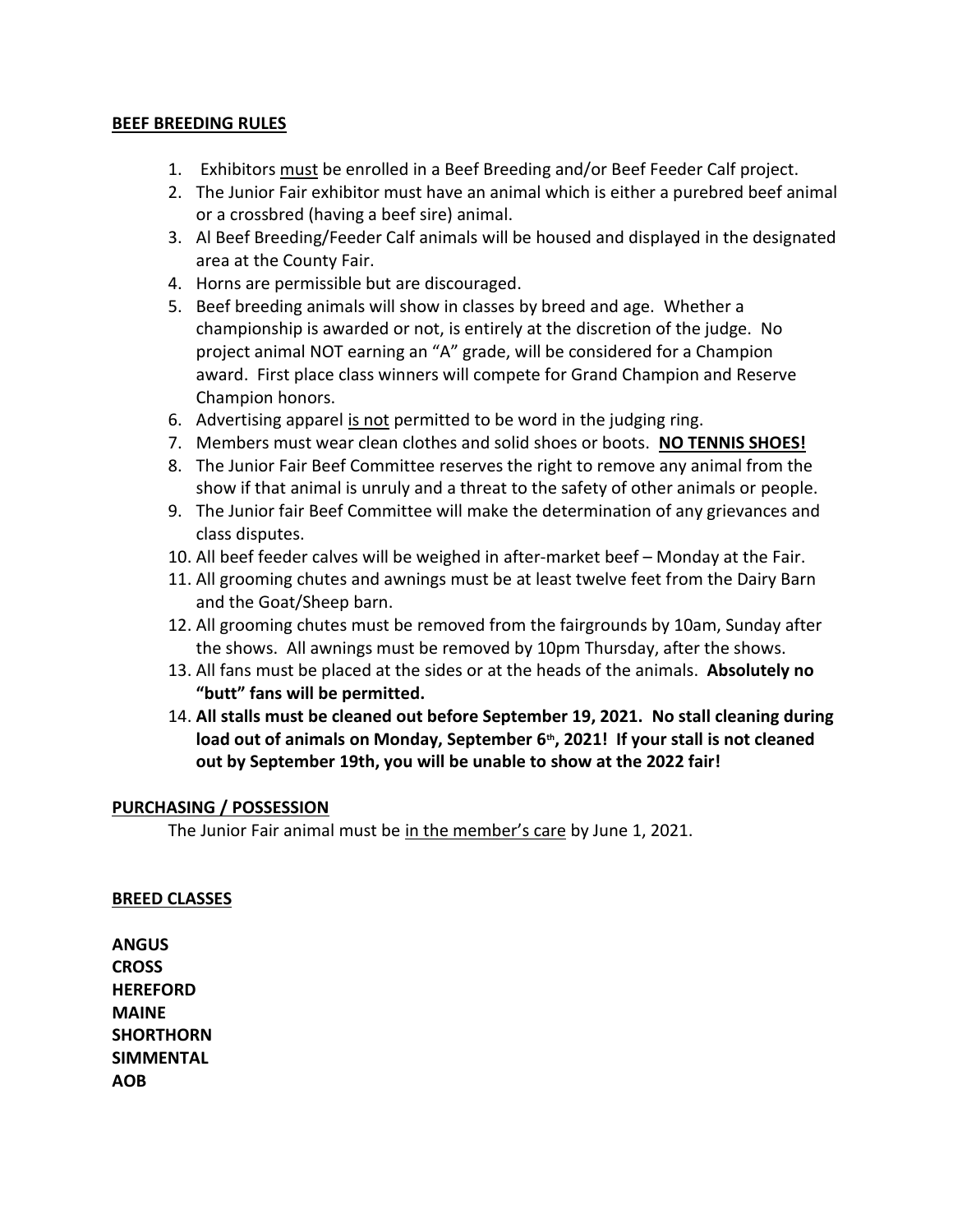**BEEF BREEDING RULES**

1. Exhibitors must be enrolled in a Beef Breeding and/or Beef Feeder Calf project.
2. The Junior Fair exhibitor must have an animal which is either a purebred beef animal or a crossbred (having a beef sire) animal.
3. Al Beef Breeding/Feeder Calf animals will be housed and displayed in the designated area at the County Fair.
4. Horns are permissible but are discouraged.
5. Beef breeding animals will show in classes by breed and age. Whether a championship is awarded or not, is entirely at the discretion of the judge. No project animal NOT earning an "A" grade, will be considered for a Champion award. First place class winners will compete for Grand Champion and Reserve Champion honors.
6. Advertising apparel is not permitted to be word in the judging ring.
7. Members must wear clean clothes and solid shoes or boots. **NO TENNIS SHOES!**
8. The Junior Fair Beef Committee reserves the right to remove any animal from the show if that animal is unruly and a threat to the safety of other animals or people.
9. The Junior fair Beef Committee will make the determination of any grievances and class disputes.
10. All beef feeder calves will be weighed in after-market beef – Monday at the Fair.
11. All grooming chutes and awnings must be at least twelve feet from the Dairy Barn and the Goat/Sheep barn.
12. All grooming chutes must be removed from the fairgrounds by 10am, Sunday after the shows. All awnings must be removed by 10pm Thursday, after the shows.
13. All fans must be placed at the sides or at the heads of the animals. **Absolutely no "butt" fans will be permitted.**
14. **All stalls must be cleaned out before September 19, 2021. No stall cleaning during load out of animals on Monday, September 6th, 2021! If your stall is not cleaned out by September 19th, you will be unable to show at the 2022 fair!**

**PURCHASING / POSSESSION**

The Junior Fair animal must be in the member's care by June 1, 2021.

**BREED CLASSES**

**ANGUS**
**CROSS**
**HEREFORD**
**MAINE**
**SHORTHORN**
**SIMMENTAL**
**AOB**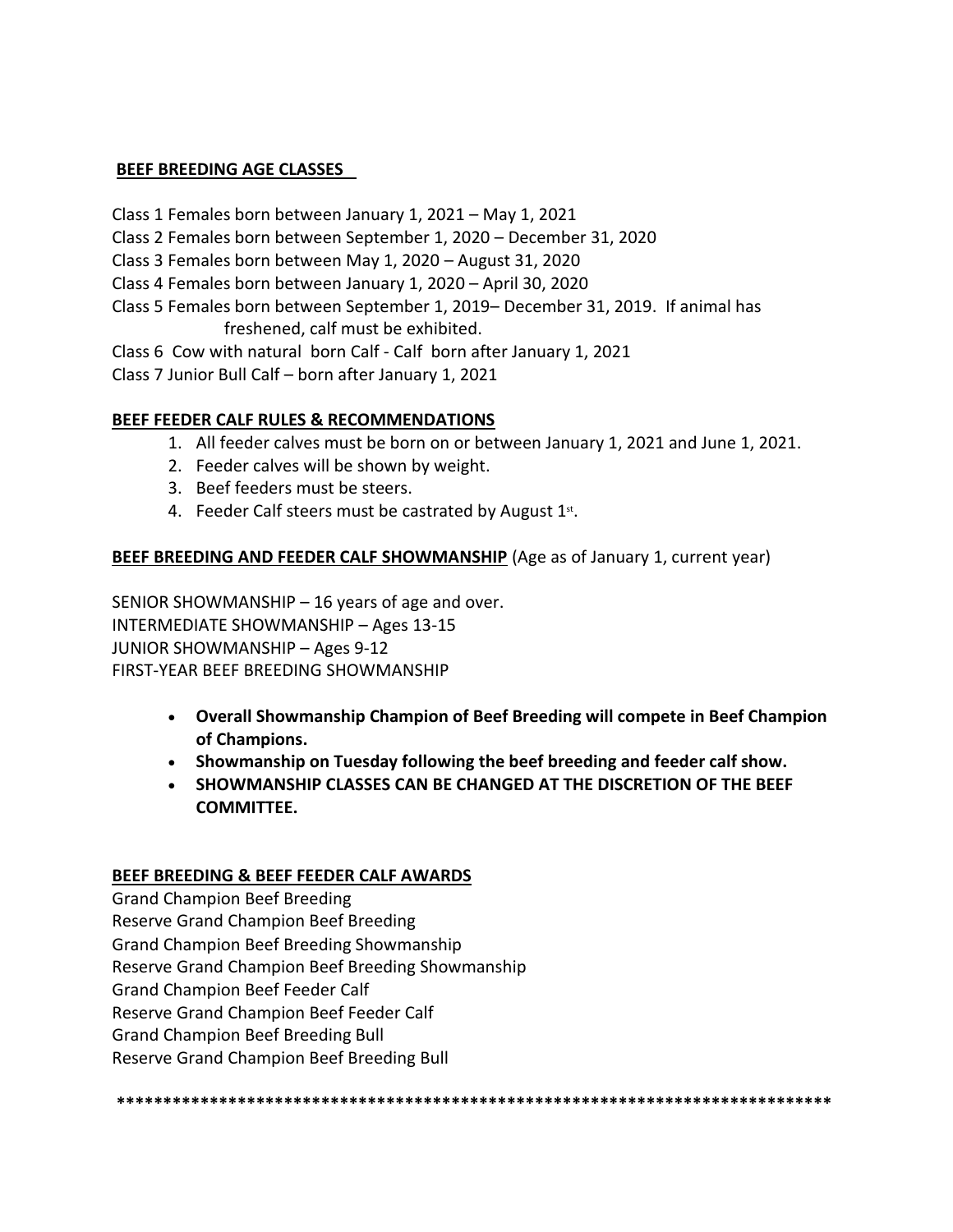## BEEF BREEDING AGE CLASSES

Class 1 Females born between January 1, 2021 – May 1, 2021
Class 2 Females born between September 1, 2020 – December 31, 2020
Class 3 Females born between May 1, 2020 – August 31, 2020
Class 4 Females born between January 1, 2020 – April 30, 2020
Class 5 Females born between September 1, 2019– December 31, 2019. If animal has freshened, calf must be exhibited.
Class 6 Cow with natural born Calf - Calf born after January 1, 2021
Class 7 Junior Bull Calf – born after January 1, 2021

## BEEF FEEDER CALF RULES & RECOMMENDATIONS

1. All feeder calves must be born on or between January 1, 2021 and June 1, 2021.
2. Feeder calves will be shown by weight.
3. Beef feeders must be steers.
4. Feeder Calf steers must be castrated by August 1st.

## BEEF BREEDING AND FEEDER CALF SHOWMANSHIP (Age as of January 1, current year)

SENIOR SHOWMANSHIP – 16 years of age and over.
INTERMEDIATE SHOWMANSHIP – Ages 13-15
JUNIOR SHOWMANSHIP – Ages 9-12
FIRST-YEAR BEEF BREEDING SHOWMANSHIP

- **Overall Showmanship Champion of Beef Breeding will compete in Beef Champion of Champions.**
- **Showmanship on Tuesday following the beef breeding and feeder calf show.**
- **SHOWMANSHIP CLASSES CAN BE CHANGED AT THE DISCRETION OF THE BEEF COMMITTEE.**

## BEEF BREEDING & BEEF FEEDER CALF AWARDS

Grand Champion Beef Breeding
Reserve Grand Champion Beef Breeding
Grand Champion Beef Breeding Showmanship
Reserve Grand Champion Beef Breeding Showmanship
Grand Champion Beef Feeder Calf
Reserve Grand Champion Beef Feeder Calf
Grand Champion Beef Breeding Bull
Reserve Grand Champion Beef Breeding Bull

******************************************************************************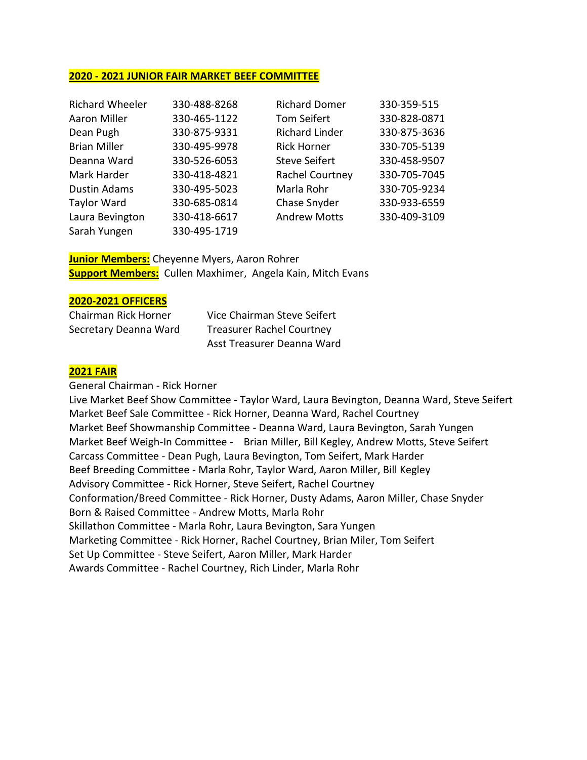## 2020 - 2021 JUNIOR FAIR MARKET BEEF COMMITTEE

| | | | |
|---|---|---|---|
| Richard Wheeler | 330-488-8268 | Richard Domer | 330-359-515 |
| Aaron Miller | 330-465-1122 | Tom Seifert | 330-828-0871 |
| Dean Pugh | 330-875-9331 | Richard Linder | 330-875-3636 |
| Brian Miller | 330-495-9978 | Rick Horner | 330-705-5139 |
| Deanna Ward | 330-526-6053 | Steve Seifert | 330-458-9507 |
| Mark Harder | 330-418-4821 | Rachel Courtney | 330-705-7045 |
| Dustin Adams | 330-495-5023 | Marla Rohr | 330-705-9234 |
| Taylor Ward | 330-685-0814 | Chase Snyder | 330-933-6559 |
| Laura Bevington | 330-418-6617 | Andrew Motts | 330-409-3109 |
| Sarah Yungen | 330-495-1719 | | |

**Junior Members:** Cheyenne Myers, Aaron Rohrer
**Support Members:** Cullen Maxhimer, Angela Kain, Mitch Evans

## 2020-2021 OFFICERS

| | |
|---|---|
| Chairman Rick Horner | Vice Chairman Steve Seifert |
| Secretary Deanna Ward | Treasurer Rachel Courtney |
| | Asst Treasurer Deanna Ward |

## 2021 FAIR

General Chairman - Rick Horner
Live Market Beef Show Committee - Taylor Ward, Laura Bevington, Deanna Ward, Steve Seifert
Market Beef Sale Committee - Rick Horner, Deanna Ward, Rachel Courtney
Market Beef Showmanship Committee - Deanna Ward, Laura Bevington, Sarah Yungen
Market Beef Weigh-In Committee - Brian Miller, Bill Kegley, Andrew Motts, Steve Seifert
Carcass Committee - Dean Pugh, Laura Bevington, Tom Seifert, Mark Harder
Beef Breeding Committee - Marla Rohr, Taylor Ward, Aaron Miller, Bill Kegley
Advisory Committee - Rick Horner, Steve Seifert, Rachel Courtney
Conformation/Breed Committee - Rick Horner, Dusty Adams, Aaron Miller, Chase Snyder
Born & Raised Committee - Andrew Motts, Marla Rohr
Skillathon Committee - Marla Rohr, Laura Bevington, Sara Yungen
Marketing Committee - Rick Horner, Rachel Courtney, Brian Miler, Tom Seifert
Set Up Committee - Steve Seifert, Aaron Miller, Mark Harder
Awards Committee - Rachel Courtney, Rich Linder, Marla Rohr